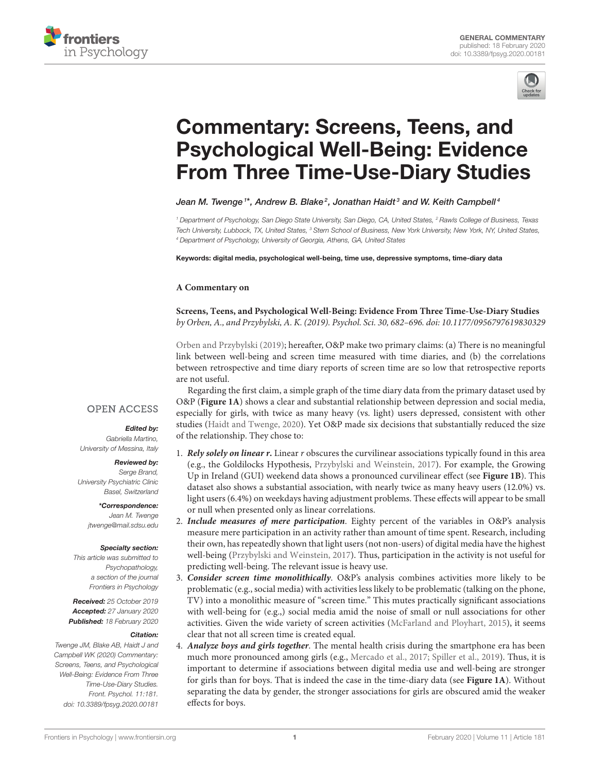GENERAL COMMENTARY
published: 18 February 2020
doi: 10.3389/fpsyg.2020.00181

# Commentary: Screens, Teens, and Psychological Well-Being: Evidence From Three Time-Use-Diary Studies

*Jean M. Twenge[1]\*, Andrew B. Blake[2], Jonathan Haidt[3] and W. Keith Campbell[4]*

[1] Department of Psychology, San Diego State University, San Diego, CA, United States, [2] Rawls College of Business, Texas Tech University, Lubbock, TX, United States, [3] Stern School of Business, New York University, New York, NY, United States, [4] Department of Psychology, University of Georgia, Athens, GA, United States

**Keywords: digital media, psychological well-being, time use, depressive symptoms, time-diary data**

**A Commentary on**

**Screens, Teens, and Psychological Well-Being: Evidence From Three Time-Use-Diary Studies**
*by Orben, A., and Przybylski, A. K. (2019). Psychol. Sci. 30, 682–696. doi: 10.1177/0956797619830329*

OPEN ACCESS

***Edited by:***
Gabriella Martino,
University of Messina, Italy

***Reviewed by:***
Serge Brand,
University Psychiatric Clinic Basel, Switzerland

***\*Correspondence:***
Jean M. Twenge
jtwenge@mail.sdsu.edu

***Specialty section:***
This article was submitted to Psychopathology, a section of the journal Frontiers in Psychology

***Received:*** 25 October 2019
***Accepted:*** 27 January 2020
***Published:*** 18 February 2020

***Citation:***
Twenge JM, Blake AB, Haidt J and Campbell WK (2020) Commentary: Screens, Teens, and Psychological Well-Being: Evidence From Three Time-Use-Diary Studies. Front. Psychol. 11:181. doi: 10.3389/fpsyg.2020.00181

Orben and Przybylski (2019); hereafter, O&P make two primary claims: (a) There is no meaningful link between well-being and screen time measured with time diaries, and (b) the correlations between retrospective and time diary reports of screen time are so low that retrospective reports are not useful.

Regarding the first claim, a simple graph of the time diary data from the primary dataset used by O&P (**Figure 1A**) shows a clear and substantial relationship between depression and social media, especially for girls, with twice as many heavy (vs. light) users depressed, consistent with other studies (Haidt and Twenge, 2020). Yet O&P made six decisions that substantially reduced the size of the relationship. They chose to:

1. ***Rely solely on linear r.*** Linear *r* obscures the curvilinear associations typically found in this area (e.g., the Goldilocks Hypothesis, Przybylski and Weinstein, 2017). For example, the Growing Up in Ireland (GUI) weekend data shows a pronounced curvilinear effect (see **Figure 1B**). This dataset also shows a substantial association, with nearly twice as many heavy users (12.0%) vs. light users (6.4%) on weekdays having adjustment problems. These effects will appear to be small or null when presented only as linear correlations.
2. ***Include measures of mere participation***. Eighty percent of the variables in O&P's analysis measure mere participation in an activity rather than amount of time spent. Research, including their own, has repeatedly shown that light users (not non-users) of digital media have the highest well-being (Przybylski and Weinstein, 2017). Thus, participation in the activity is not useful for predicting well-being. The relevant issue is heavy use.
3. ***Consider screen time monolithically***. O&P's analysis combines activities more likely to be problematic (e.g., social media) with activities less likely to be problematic (talking on the phone, TV) into a monolithic measure of "screen time." This mutes practically significant associations with well-being for (e.g.,) social media amid the noise of small or null associations for other activities. Given the wide variety of screen activities (McFarland and Ployhart, 2015), it seems clear that not all screen time is created equal.
4. ***Analyze boys and girls together***. The mental health crisis during the smartphone era has been much more pronounced among girls (e.g., Mercado et al., 2017; Spiller et al., 2019). Thus, it is important to determine if associations between digital media use and well-being are stronger for girls than for boys. That is indeed the case in the time-diary data (see **Figure 1A**). Without separating the data by gender, the stronger associations for girls are obscured amid the weaker effects for boys.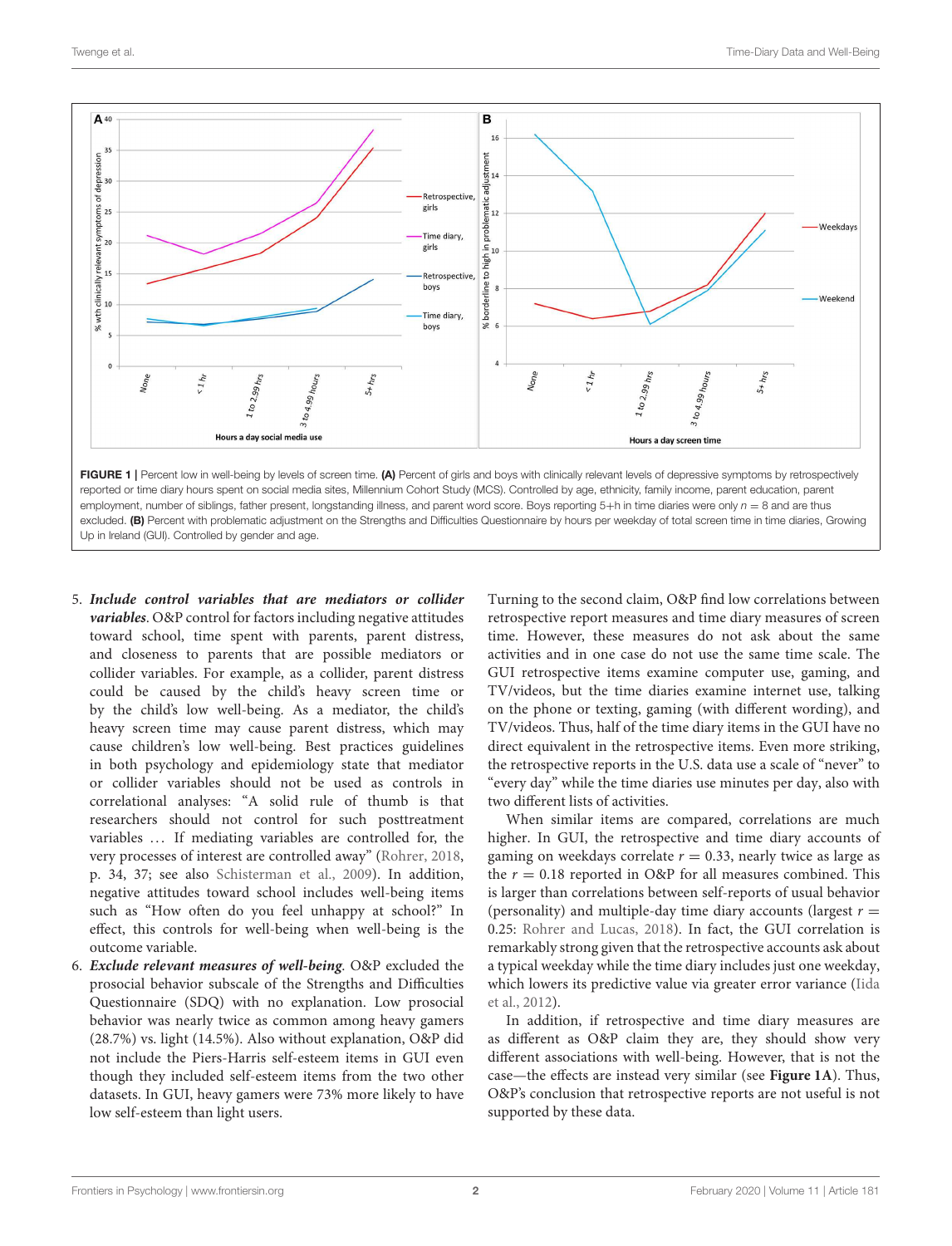FIGURE 1 | Percent low in well-being by levels of screen time. **(A)** Percent of girls and boys with clinically relevant levels of depressive symptoms by retrospectively reported or time diary hours spent on social media sites, Millennium Cohort Study (MCS). Controlled by age, ethnicity, family income, parent education, parent employment, number of siblings, father present, longstanding illness, and parent word score. Boys reporting 5+h in time diaries were only $n = 8$ and are thus excluded. **(B)** Percent with problematic adjustment on the Strengths and Difficulties Questionnaire by hours per weekday of total screen time in time diaries, Growing Up in Ireland (GUI). Controlled by gender and age.

5. ***Include control variables that are mediators or collider variables***. O&P control for factors including negative attitudes toward school, time spent with parents, parent distress, and closeness to parents that are possible mediators or collider variables. For example, as a collider, parent distress could be caused by the child's heavy screen time or by the child's low well-being. As a mediator, the child's heavy screen time may cause parent distress, which may cause children's low well-being. Best practices guidelines in both psychology and epidemiology state that mediator or collider variables should not be used as controls in correlational analyses: "A solid rule of thumb is that researchers should not control for such posttreatment variables … If mediating variables are controlled for, the very processes of interest are controlled away" (Rohrer, 2018, p. 34, 37; see also Schisterman et al., 2009). In addition, negative attitudes toward school includes well-being items such as "How often do you feel unhappy at school?" In effect, this controls for well-being when well-being is the outcome variable.
6. ***Exclude relevant measures of well-being***. O&P excluded the prosocial behavior subscale of the Strengths and Difficulties Questionnaire (SDQ) with no explanation. Low prosocial behavior was nearly twice as common among heavy gamers (28.7%) vs. light (14.5%). Also without explanation, O&P did not include the Piers-Harris self-esteem items in GUI even though they included self-esteem items from the two other datasets. In GUI, heavy gamers were 73% more likely to have low self-esteem than light users.

Turning to the second claim, O&P find low correlations between retrospective report measures and time diary measures of screen time. However, these measures do not ask about the same activities and in one case do not use the same time scale. The GUI retrospective items examine computer use, gaming, and TV/videos, but the time diaries examine internet use, talking on the phone or texting, gaming (with different wording), and TV/videos. Thus, half of the time diary items in the GUI have no direct equivalent in the retrospective items. Even more striking, the retrospective reports in the U.S. data use a scale of "never" to "every day" while the time diaries use minutes per day, also with two different lists of activities.

When similar items are compared, correlations are much higher. In GUI, the retrospective and time diary accounts of gaming on weekdays correlate $r = 0.33$, nearly twice as large as the $r = 0.18$ reported in O&P for all measures combined. This is larger than correlations between self-reports of usual behavior (personality) and multiple-day time diary accounts (largest $r = 0.25$: Rohrer and Lucas, 2018). In fact, the GUI correlation is remarkably strong given that the retrospective accounts ask about a typical weekday while the time diary includes just one weekday, which lowers its predictive value via greater error variance (Iida et al., 2012).

In addition, if retrospective and time diary measures are as different as O&P claim they are, they should show very different associations with well-being. However, that is not the case—the effects are instead very similar (see **Figure 1A**). Thus, O&P's conclusion that retrospective reports are not useful is not supported by these data.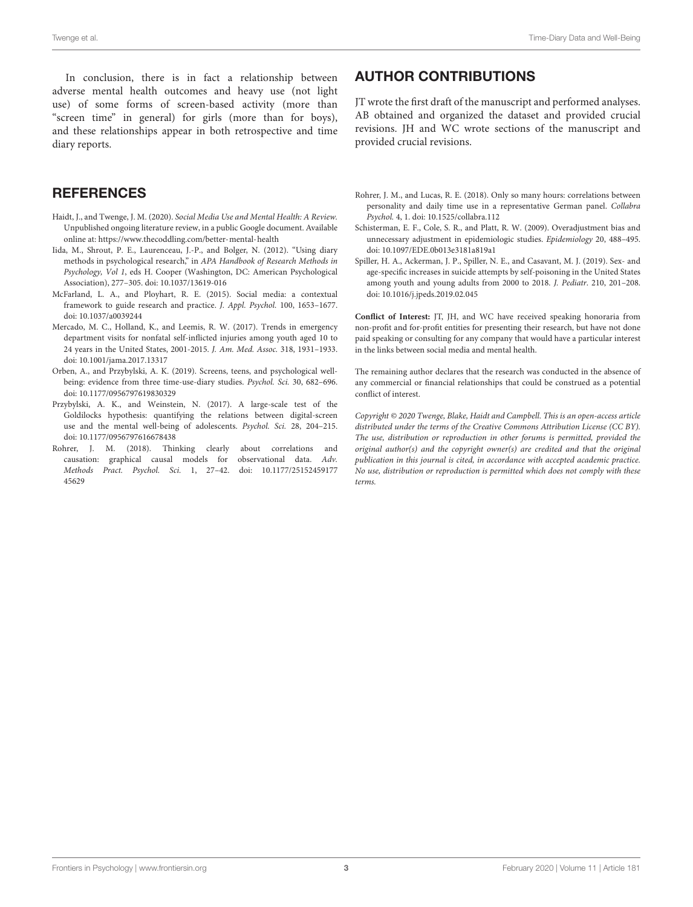In conclusion, there is in fact a relationship between adverse mental health outcomes and heavy use (not light use) of some forms of screen-based activity (more than "screen time" in general) for girls (more than for boys), and these relationships appear in both retrospective and time diary reports.

## AUTHOR CONTRIBUTIONS

JT wrote the first draft of the manuscript and performed analyses. AB obtained and organized the dataset and provided crucial revisions. JH and WC wrote sections of the manuscript and provided crucial revisions.

## REFERENCES

Haidt, J., and Twenge, J. M. (2020). *Social Media Use and Mental Health: A Review*. Unpublished ongoing literature review, in a public Google document. Available online at: https://www.thecoddling.com/better-mental-health

Iida, M., Shrout, P. E., Laurenceau, J.-P., and Bolger, N. (2012). "Using diary methods in psychological research," in *APA Handbook of Research Methods in Psychology, Vol 1*, eds H. Cooper (Washington, DC: American Psychological Association), 277–305. doi: 10.1037/13619-016

McFarland, L. A., and Ployhart, R. E. (2015). Social media: a contextual framework to guide research and practice. *J. Appl. Psychol.* 100, 1653–1677. doi: 10.1037/a0039244

Mercado, M. C., Holland, K., and Leemis, R. W. (2017). Trends in emergency department visits for nonfatal self-inflicted injuries among youth aged 10 to 24 years in the United States, 2001-2015. *J. Am. Med. Assoc.* 318, 1931–1933. doi: 10.1001/jama.2017.13317

Orben, A., and Przybylski, A. K. (2019). Screens, teens, and psychological well-being: evidence from three time-use-diary studies. *Psychol. Sci.* 30, 682–696. doi: 10.1177/0956797619830329

Przybylski, A. K., and Weinstein, N. (2017). A large-scale test of the Goldilocks hypothesis: quantifying the relations between digital-screen use and the mental well-being of adolescents. *Psychol. Sci.* 28, 204–215. doi: 10.1177/0956797616678438

Rohrer, J. M. (2018). Thinking clearly about correlations and causation: graphical causal models for observational data. *Adv. Methods Pract. Psychol. Sci.* 1, 27–42. doi: 10.1177/2515245917745629

Rohrer, J. M., and Lucas, R. E. (2018). Only so many hours: correlations between personality and daily time use in a representative German panel. *Collabra Psychol.* 4, 1. doi: 10.1525/collabra.112

Schisterman, E. F., Cole, S. R., and Platt, R. W. (2009). Overadjustment bias and unnecessary adjustment in epidemiologic studies. *Epidemiology* 20, 488–495. doi: 10.1097/EDE.0b013e3181a819a1

Spiller, H. A., Ackerman, J. P., Spiller, N. E., and Casavant, M. J. (2019). Sex- and age-specific increases in suicide attempts by self-poisoning in the United States among youth and young adults from 2000 to 2018. *J. Pediatr.* 210, 201–208. doi: 10.1016/j.jpeds.2019.02.045

**Conflict of Interest:** JT, JH, and WC have received speaking honoraria from non-profit and for-profit entities for presenting their research, but have not done paid speaking or consulting for any company that would have a particular interest in the links between social media and mental health.

The remaining author declares that the research was conducted in the absence of any commercial or financial relationships that could be construed as a potential conflict of interest.

*Copyright © 2020 Twenge, Blake, Haidt and Campbell. This is an open-access article distributed under the terms of the Creative Commons Attribution License (CC BY). The use, distribution or reproduction in other forums is permitted, provided the original author(s) and the copyright owner(s) are credited and that the original publication in this journal is cited, in accordance with accepted academic practice. No use, distribution or reproduction is permitted which does not comply with these terms.*